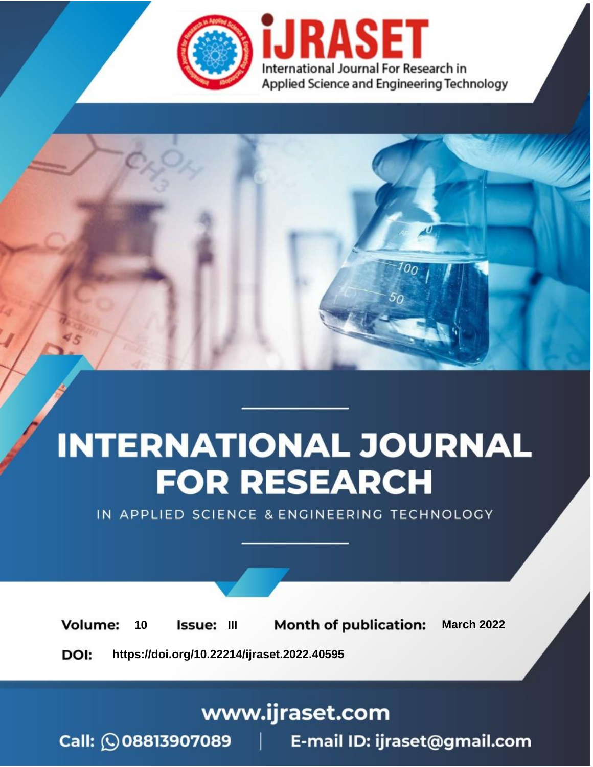iJRASET

International Journal For Research in Applied Science and Engineering Technology

# INTERNATIONAL JOURNAL FOR RESEARCH

IN APPLIED SCIENCE & ENGINEERING TECHNOLOGY

**Volume:** 10 **Issue:** III **Month of publication:** March 2022

**DOI:** https://doi.org/10.22214/ijraset.2022.40595

www.ijraset.com

Call: 08813907089 | E-mail ID: ijraset@gmail.com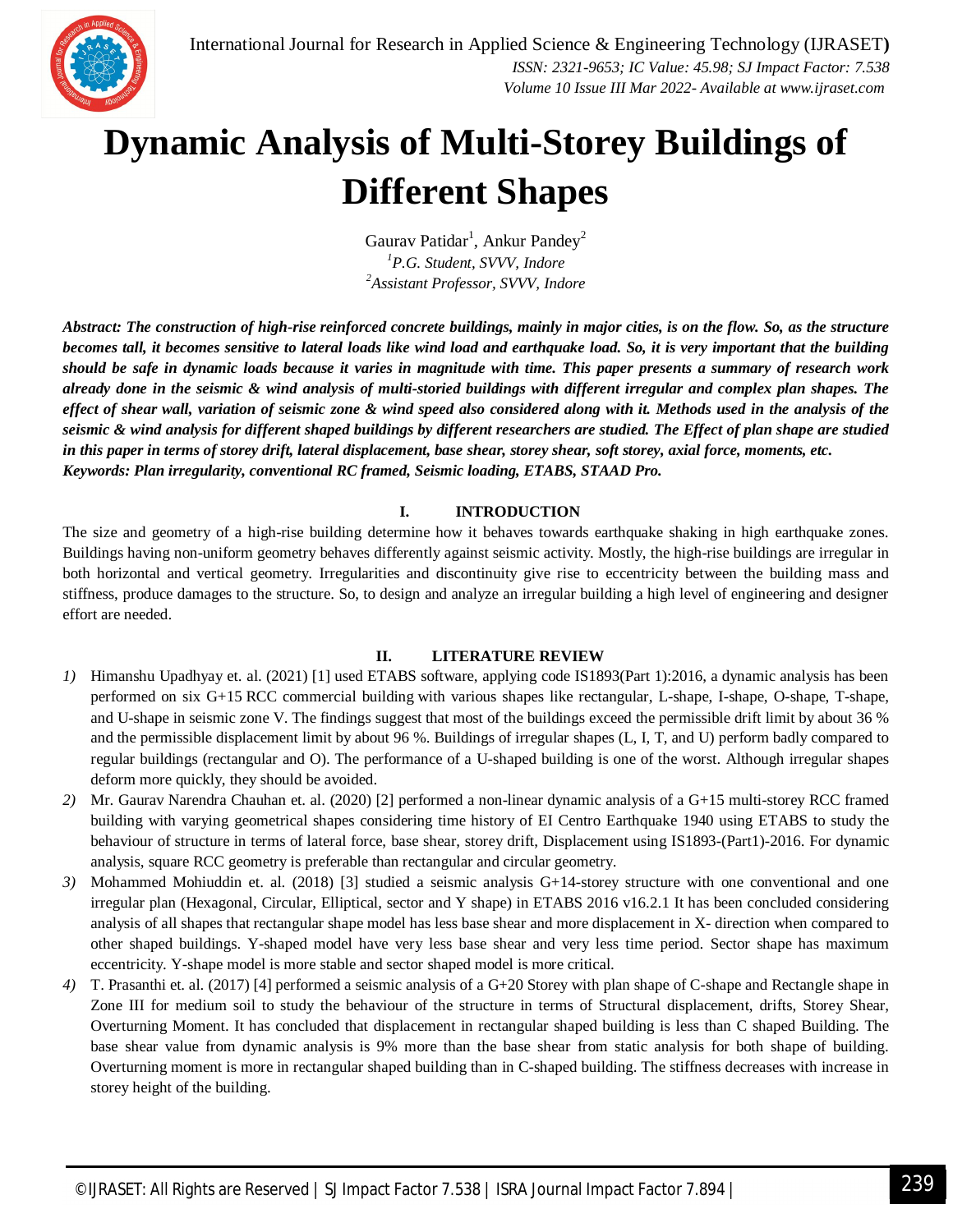# Dynamic Analysis of Multi-Storey Buildings of Different Shapes

Gaurav Patidar[1], Ankur Pandey[2]

[1]*P.G. Student, SVVV, Indore*

[2]*Assistant Professor, SVVV, Indore*

***Abstract:** The construction of high-rise reinforced concrete buildings, mainly in major cities, is on the flow. So, as the structure becomes tall, it becomes sensitive to lateral loads like wind load and earthquake load. So, it is very important that the building should be safe in dynamic loads because it varies in magnitude with time. This paper presents a summary of research work already done in the seismic & wind analysis of multi-storied buildings with different irregular and complex plan shapes. The effect of shear wall, variation of seismic zone & wind speed also considered along with it. Methods used in the analysis of the seismic & wind analysis for different shaped buildings by different researchers are studied. The Effect of plan shape are studied in this paper in terms of storey drift, lateral displacement, base shear, storey shear, soft storey, axial force, moments, etc.*

***Keywords:** Plan irregularity, conventional RC framed, Seismic loading, ETABS, STAAD Pro.*

## I. INTRODUCTION

The size and geometry of a high-rise building determine how it behaves towards earthquake shaking in high earthquake zones. Buildings having non-uniform geometry behaves differently against seismic activity. Mostly, the high-rise buildings are irregular in both horizontal and vertical geometry. Irregularities and discontinuity give rise to eccentricity between the building mass and stiffness, produce damages to the structure. So, to design and analyze an irregular building a high level of engineering and designer effort are needed.

## II. LITERATURE REVIEW

1) Himanshu Upadhyay et. al. (2021) [1] used ETABS software, applying code IS1893(Part 1):2016, a dynamic analysis has been performed on six G+15 RCC commercial building with various shapes like rectangular, L-shape, I-shape, O-shape, T-shape, and U-shape in seismic zone V. The findings suggest that most of the buildings exceed the permissible drift limit by about 36 % and the permissible displacement limit by about 96 %. Buildings of irregular shapes (L, I, T, and U) perform badly compared to regular buildings (rectangular and O). The performance of a U-shaped building is one of the worst. Although irregular shapes deform more quickly, they should be avoided.
2) Mr. Gaurav Narendra Chauhan et. al. (2020) [2] performed a non-linear dynamic analysis of a G+15 multi-storey RCC framed building with varying geometrical shapes considering time history of EI Centro Earthquake 1940 using ETABS to study the behaviour of structure in terms of lateral force, base shear, storey drift, Displacement using IS1893-(Part1)-2016. For dynamic analysis, square RCC geometry is preferable than rectangular and circular geometry.
3) Mohammed Mohiuddin et. al. (2018) [3] studied a seismic analysis G+14-storey structure with one conventional and one irregular plan (Hexagonal, Circular, Elliptical, sector and Y shape) in ETABS 2016 v16.2.1 It has been concluded considering analysis of all shapes that rectangular shape model has less base shear and more displacement in X- direction when compared to other shaped buildings. Y-shaped model have very less base shear and very less time period. Sector shape has maximum eccentricity. Y-shape model is more stable and sector shaped model is more critical.
4) T. Prasanthi et. al. (2017) [4] performed a seismic analysis of a G+20 Storey with plan shape of C-shape and Rectangle shape in Zone III for medium soil to study the behaviour of the structure in terms of Structural displacement, drifts, Storey Shear, Overturning Moment. It has concluded that displacement in rectangular shaped building is less than C shaped Building. The base shear value from dynamic analysis is 9% more than the base shear from static analysis for both shape of building. Overturning moment is more in rectangular shaped building than in C-shaped building. The stiffness decreases with increase in storey height of the building.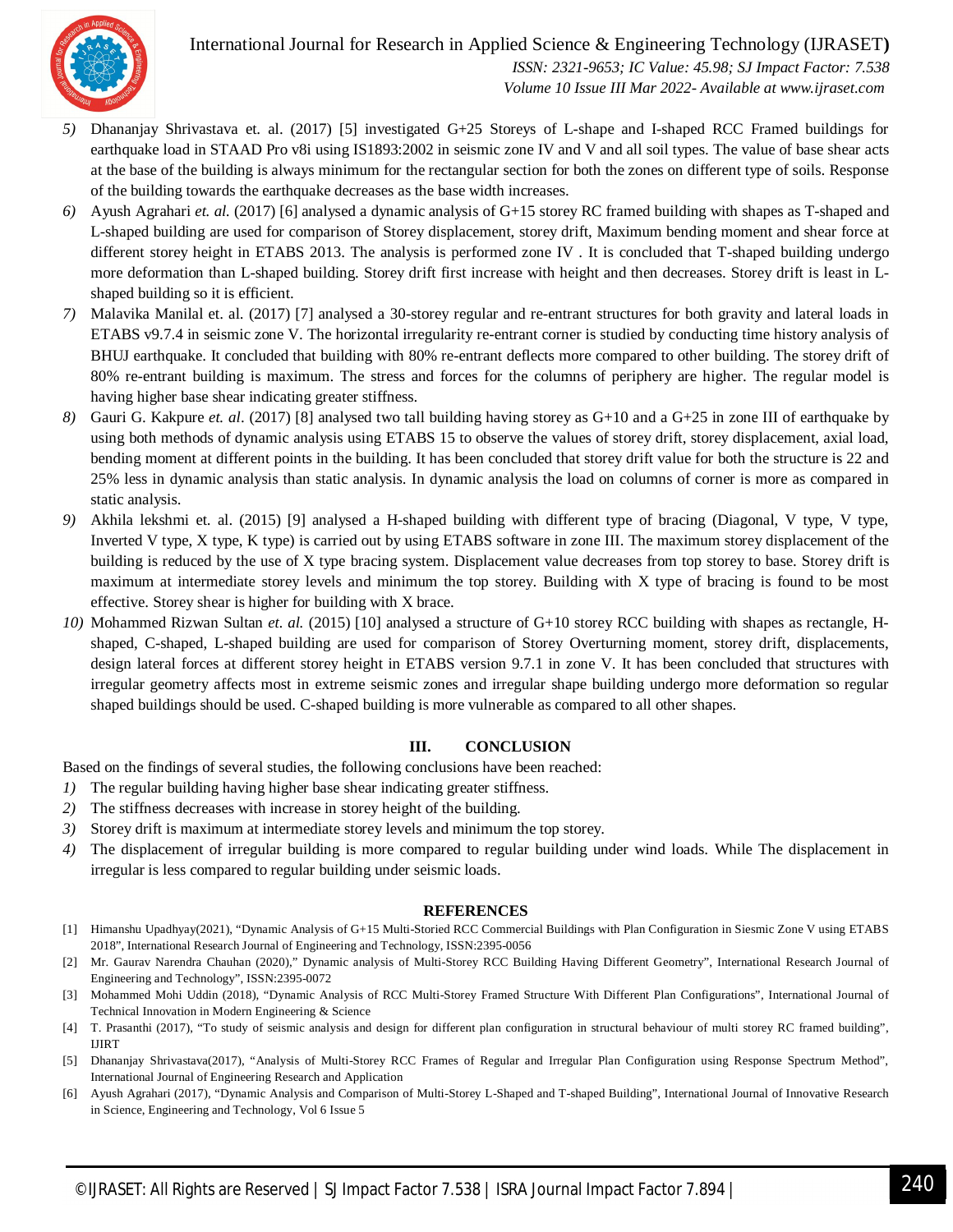5) Dhananjay Shrivastava et. al. (2017) [5] investigated G+25 Storeys of L-shape and I-shaped RCC Framed buildings for earthquake load in STAAD Pro v8i using IS1893:2002 in seismic zone IV and V and all soil types. The value of base shear acts at the base of the building is always minimum for the rectangular section for both the zones on different type of soils. Response of the building towards the earthquake decreases as the base width increases.
6) Ayush Agrahari *et. al.* (2017) [6] analysed a dynamic analysis of G+15 storey RC framed building with shapes as T-shaped and L-shaped building are used for comparison of Storey displacement, storey drift, Maximum bending moment and shear force at different storey height in ETABS 2013. The analysis is performed zone IV . It is concluded that T-shaped building undergo more deformation than L-shaped building. Storey drift first increase with height and then decreases. Storey drift is least in L-shaped building so it is efficient.
7) Malavika Manilal et. al. (2017) [7] analysed a 30-storey regular and re-entrant structures for both gravity and lateral loads in ETABS v9.7.4 in seismic zone V. The horizontal irregularity re-entrant corner is studied by conducting time history analysis of BHUJ earthquake. It concluded that building with 80% re-entrant deflects more compared to other building. The storey drift of 80% re-entrant building is maximum. The stress and forces for the columns of periphery are higher. The regular model is having higher base shear indicating greater stiffness.
8) Gauri G. Kakpure *et. al*. (2017) [8] analysed two tall building having storey as G+10 and a G+25 in zone III of earthquake by using both methods of dynamic analysis using ETABS 15 to observe the values of storey drift, storey displacement, axial load, bending moment at different points in the building. It has been concluded that storey drift value for both the structure is 22 and 25% less in dynamic analysis than static analysis. In dynamic analysis the load on columns of corner is more as compared in static analysis.
9) Akhila lekshmi et. al. (2015) [9] analysed a H-shaped building with different type of bracing (Diagonal, V type, V type, Inverted V type, X type, K type) is carried out by using ETABS software in zone III. The maximum storey displacement of the building is reduced by the use of X type bracing system. Displacement value decreases from top storey to base. Storey drift is maximum at intermediate storey levels and minimum the top storey. Building with X type of bracing is found to be most effective. Storey shear is higher for building with X brace.
10) Mohammed Rizwan Sultan *et. al.* (2015) [10] analysed a structure of G+10 storey RCC building with shapes as rectangle, H-shaped, C-shaped, L-shaped building are used for comparison of Storey Overturning moment, storey drift, displacements, design lateral forces at different storey height in ETABS version 9.7.1 in zone V. It has been concluded that structures with irregular geometry affects most in extreme seismic zones and irregular shape building undergo more deformation so regular shaped buildings should be used. C-shaped building is more vulnerable as compared to all other shapes.

## III. CONCLUSION

Based on the findings of several studies, the following conclusions have been reached:

1) The regular building having higher base shear indicating greater stiffness.
2) The stiffness decreases with increase in storey height of the building.
3) Storey drift is maximum at intermediate storey levels and minimum the top storey.
4) The displacement of irregular building is more compared to regular building under wind loads. While The displacement in irregular is less compared to regular building under seismic loads.

## REFERENCES

[1] Himanshu Upadhyay(2021), "Dynamic Analysis of G+15 Multi-Storied RCC Commercial Buildings with Plan Configuration in Siesmic Zone V using ETABS 2018", International Research Journal of Engineering and Technology, ISSN:2395-0056

[2] Mr. Gaurav Narendra Chauhan (2020)," Dynamic analysis of Multi-Storey RCC Building Having Different Geometry", International Research Journal of Engineering and Technology", ISSN:2395-0072

[3] Mohammed Mohi Uddin (2018), "Dynamic Analysis of RCC Multi-Storey Framed Structure With Different Plan Configurations", International Journal of Technical Innovation in Modern Engineering & Science

[4] T. Prasanthi (2017), "To study of seismic analysis and design for different plan configuration in structural behaviour of multi storey RC framed building", IJIRT

[5] Dhananjay Shrivastava(2017), "Analysis of Multi-Storey RCC Frames of Regular and Irregular Plan Configuration using Response Spectrum Method", International Journal of Engineering Research and Application

[6] Ayush Agrahari (2017), "Dynamic Analysis and Comparison of Multi-Storey L-Shaped and T-shaped Building", International Journal of Innovative Research in Science, Engineering and Technology, Vol 6 Issue 5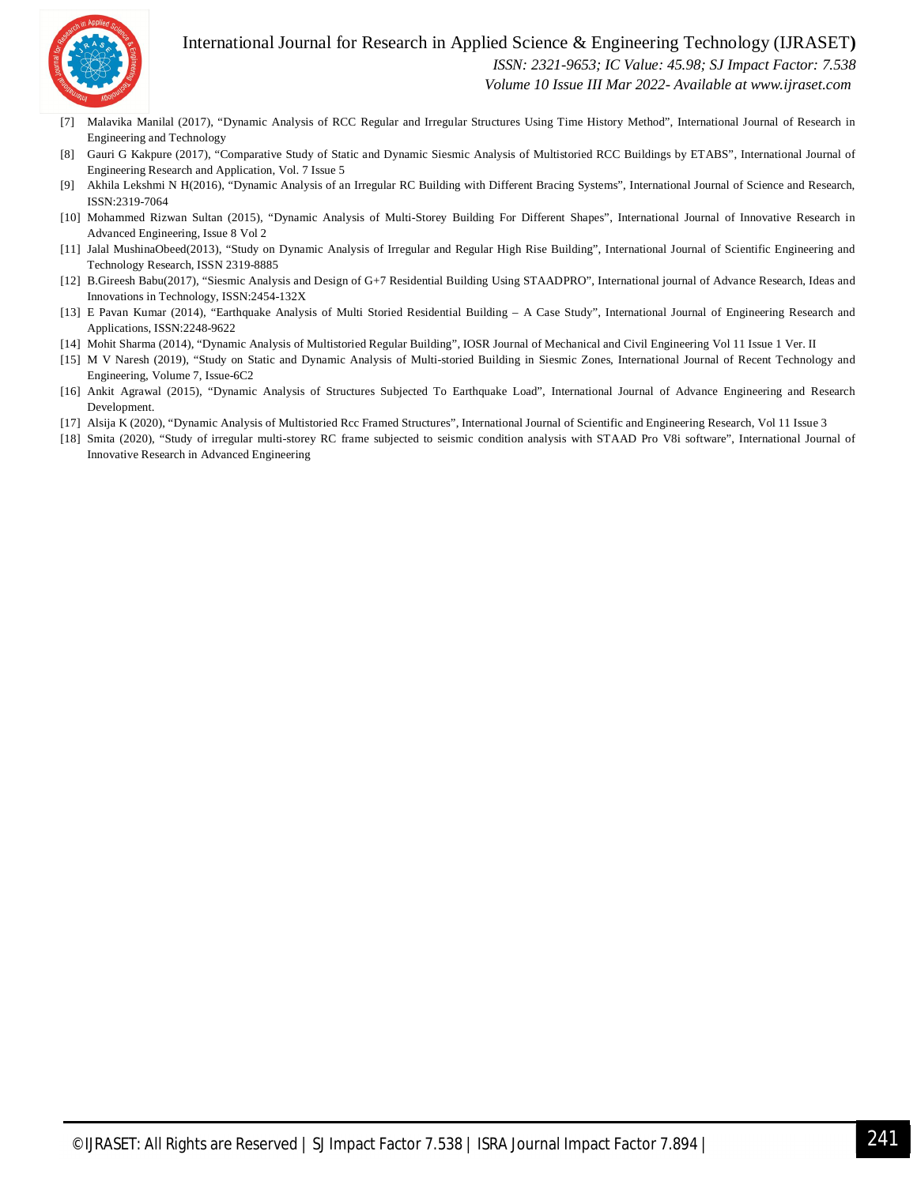[7] Malavika Manilal (2017), "Dynamic Analysis of RCC Regular and Irregular Structures Using Time History Method", International Journal of Research in Engineering and Technology

[8] Gauri G Kakpure (2017), "Comparative Study of Static and Dynamic Siesmic Analysis of Multistoried RCC Buildings by ETABS", International Journal of Engineering Research and Application, Vol. 7 Issue 5

[9] Akhila Lekshmi N H(2016), "Dynamic Analysis of an Irregular RC Building with Different Bracing Systems", International Journal of Science and Research, ISSN:2319-7064

[10] Mohammed Rizwan Sultan (2015), "Dynamic Analysis of Multi-Storey Building For Different Shapes", International Journal of Innovative Research in Advanced Engineering, Issue 8 Vol 2

[11] Jalal MushinaObeed(2013), "Study on Dynamic Analysis of Irregular and Regular High Rise Building", International Journal of Scientific Engineering and Technology Research, ISSN 2319-8885

[12] B.Gireesh Babu(2017), "Siesmic Analysis and Design of G+7 Residential Building Using STAADPRO", International journal of Advance Research, Ideas and Innovations in Technology, ISSN:2454-132X

[13] E Pavan Kumar (2014), "Earthquake Analysis of Multi Storied Residential Building – A Case Study", International Journal of Engineering Research and Applications, ISSN:2248-9622

[14] Mohit Sharma (2014), "Dynamic Analysis of Multistoried Regular Building", IOSR Journal of Mechanical and Civil Engineering Vol 11 Issue 1 Ver. II

[15] M V Naresh (2019), "Study on Static and Dynamic Analysis of Multi-storied Building in Siesmic Zones, International Journal of Recent Technology and Engineering, Volume 7, Issue-6C2

[16] Ankit Agrawal (2015), "Dynamic Analysis of Structures Subjected To Earthquake Load", International Journal of Advance Engineering and Research Development.

[17] Alsija K (2020), "Dynamic Analysis of Multistoried Rcc Framed Structures", International Journal of Scientific and Engineering Research, Vol 11 Issue 3

[18] Smita (2020), "Study of irregular multi-storey RC frame subjected to seismic condition analysis with STAAD Pro V8i software", International Journal of Innovative Research in Advanced Engineering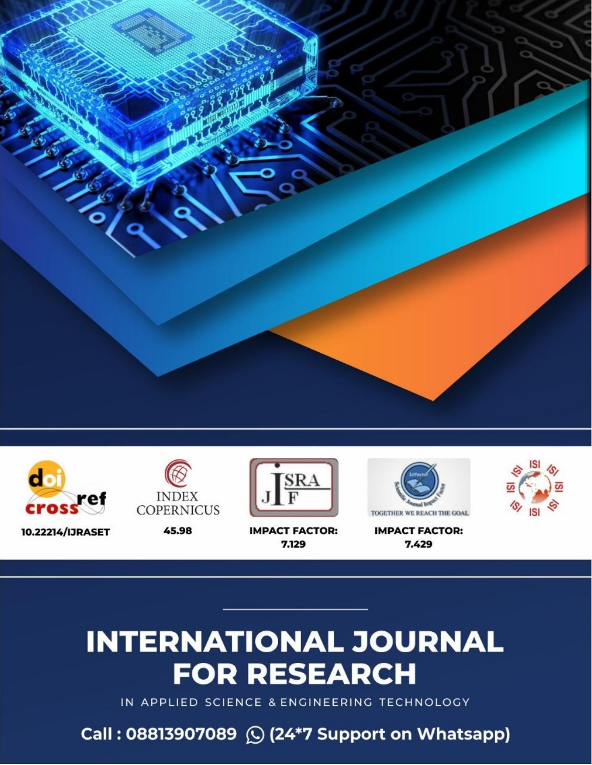10.22214/IJRASET

INDEX COPERNICUS

45.98

IMPACT FACTOR: 7.129

IMPACT FACTOR: 7.429

TOGETHER WE REACH THE GOAL

# INTERNATIONAL JOURNAL FOR RESEARCH

IN APPLIED SCIENCE & ENGINEERING TECHNOLOGY

Call : 08813907089 (24*7 Support on Whatsapp)